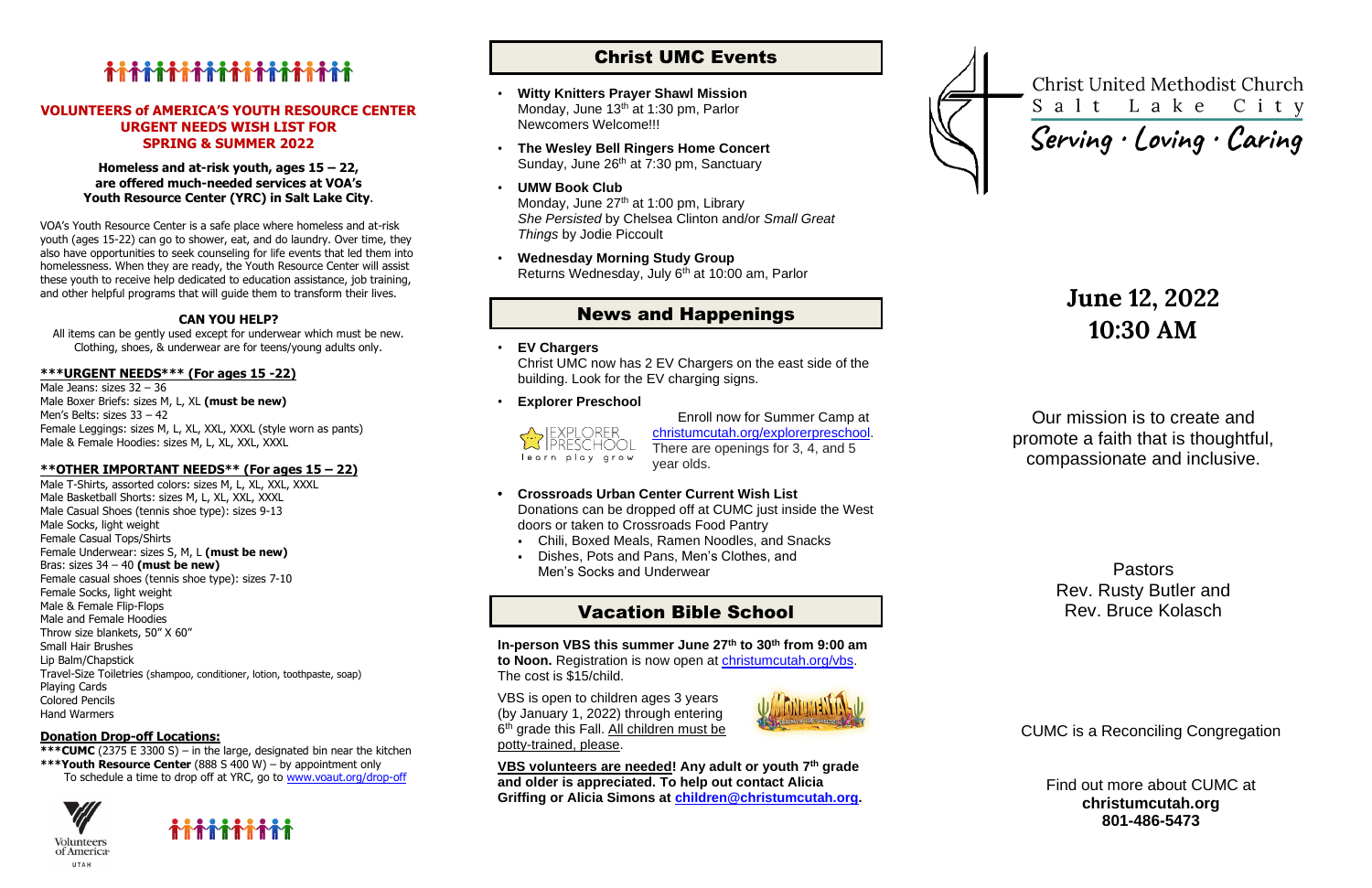## VOLUNTEERS of AMERICA'S YOUTH RESOURCE CENTER URGENT NEEDS WISH LIST FOR SPRING & SUMMER 2022

**Homeless and at-risk youth, ages 15 – 22, are offered much-needed services at VOA's Youth Resource Center (YRC) in Salt Lake City.**

VOA's Youth Resource Center is a safe place where homeless and at-risk youth (ages 15-22) can go to shower, eat, and do laundry. Over time, they also have opportunities to seek counseling for life events that led them into homelessness. When they are ready, the Youth Resource Center will assist these youth to receive help dedicated to education assistance, job training, and other helpful programs that will guide them to transform their lives.

**CAN YOU HELP?**

All items can be gently used except for underwear which must be new. Clothing, shoes, & underwear are for teens/young adults only.

**\*\*\*URGENT NEEDS\*\*\* (For ages 15 -22)**

Male Jeans: sizes 32 – 36
Male Boxer Briefs: sizes M, L, XL **(must be new)**
Men's Belts: sizes 33 – 42
Female Leggings: sizes M, L, XL, XXL, XXXL (style worn as pants)
Male & Female Hoodies: sizes M, L, XL, XXL, XXXL

**\*\*OTHER IMPORTANT NEEDS\*\* (For ages 15 – 22)**

Male T-Shirts, assorted colors: sizes M, L, XL, XXL, XXXL
Male Basketball Shorts: sizes M, L, XL, XXL, XXXL
Male Casual Shoes (tennis shoe type): sizes 9-13
Male Socks, light weight
Female Casual Tops/Shirts
Female Underwear: sizes S, M, L **(must be new)**
Bras: sizes 34 – 40 **(must be new)**
Female casual shoes (tennis shoe type): sizes 7-10
Female Socks, light weight
Male & Female Flip-Flops
Male and Female Hoodies
Throw size blankets, 50" X 60"
Small Hair Brushes
Lip Balm/Chapstick
Travel-Size Toiletries (shampoo, conditioner, lotion, toothpaste, soap)
Playing Cards
Colored Pencils
Hand Warmers

**Donation Drop-off Locations:**

**\*\*\*CUMC** (2375 E 3300 S) – in the large, designated bin near the kitchen
**\*\*\*Youth Resource Center** (888 S 400 W) – by appointment only
To schedule a time to drop off at YRC, go to www.voaut.org/drop-off

Volunteers of America UTAH

## Christ UMC Events

- **Witty Knitters Prayer Shawl Mission**
  Monday, June 13th at 1:30 pm, Parlor
  Newcomers Welcome!!!
- **The Wesley Bell Ringers Home Concert**
  Sunday, June 26th at 7:30 pm, Sanctuary
- **UMW Book Club**
  Monday, June 27th at 1:00 pm, Library
  *She Persisted* by Chelsea Clinton and/or *Small Great Things* by Jodie Piccoult
- **Wednesday Morning Study Group**
  Returns Wednesday, July 6th at 10:00 am, Parlor

## News and Happenings

- **EV Chargers**
  Christ UMC now has 2 EV Chargers on the east side of the building. Look for the EV charging signs.
- **Explorer Preschool**
  Explorer Preschool – learn play grow
  Enroll now for Summer Camp at christumcutah.org/explorerpreschool. There are openings for 3, 4, and 5 year olds.
- **Crossroads Urban Center Current Wish List**
  Donations can be dropped off at CUMC just inside the West doors or taken to Crossroads Food Pantry
  - Chili, Boxed Meals, Ramen Noodles, and Snacks
  - Dishes, Pots and Pans, Men's Clothes, and Men's Socks and Underwear

## Vacation Bible School

**In-person VBS this summer June 27th to 30th from 9:00 am to Noon.** Registration is now open at christumcutah.org/vbs. The cost is $15/child.

VBS is open to children ages 3 years (by January 1, 2022) through entering 6th grade this Fall. All children must be potty-trained, please.

**VBS volunteers are needed! Any adult or youth 7th grade and older is appreciated. To help out contact Alicia Griffing or Alicia Simons at children@christumcutah.org.**

Christ United Methodist Church
Salt Lake City
*Serving · Loving · Caring*

# June 12, 2022
# 10:30 AM

Our mission is to create and promote a faith that is thoughtful, compassionate and inclusive.

Pastors
Rev. Rusty Butler and
Rev. Bruce Kolasch

CUMC is a Reconciling Congregation

Find out more about CUMC at
**christumcutah.org**
**801-486-5473**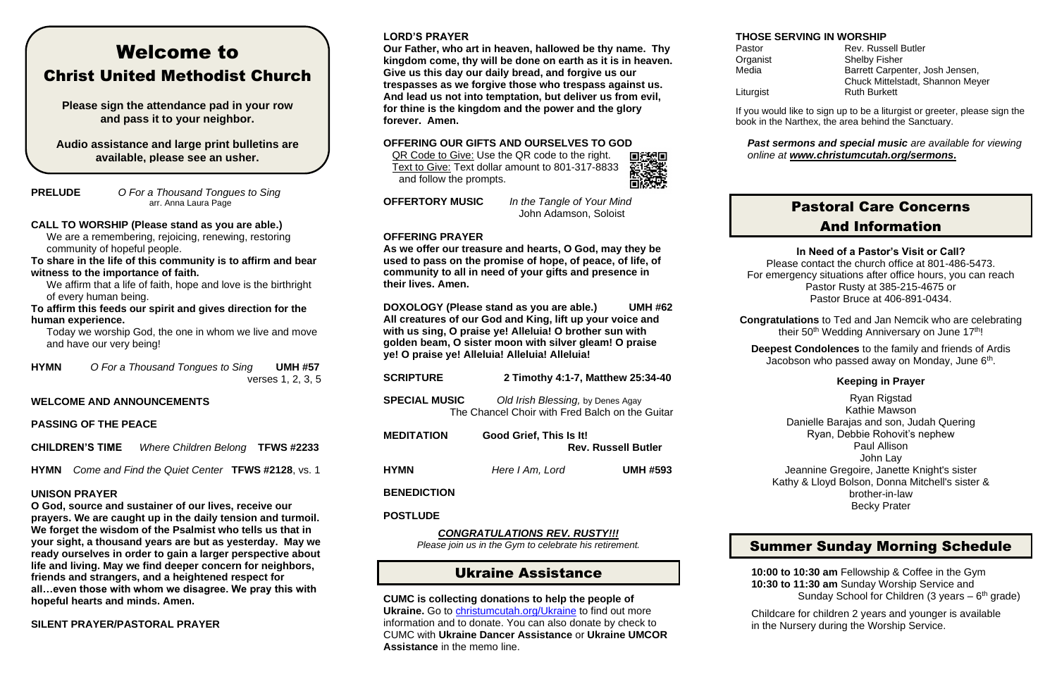# Welcome to

## Christ United Methodist Church

**Please sign the attendance pad in your row and pass it to your neighbor.**

**Audio assistance and large print bulletins are available, please see an usher.**

**PRELUDE** *O For a Thousand Tongues to Sing*
arr. Anna Laura Page

**CALL TO WORSHIP (Please stand as you are able.)**

We are a remembering, rejoicing, renewing, restoring community of hopeful people.

**To share in the life of this community is to affirm and bear witness to the importance of faith.**

We affirm that a life of faith, hope and love is the birthright of every human being.

**To affirm this feeds our spirit and gives direction for the human experience.**

Today we worship God, the one in whom we live and move and have our very being!

**HYMN** *O For a Thousand Tongues to Sing* **UMH #57**
verses 1, 2, 3, 5

**WELCOME AND ANNOUNCEMENTS**

**PASSING OF THE PEACE**

**CHILDREN'S TIME** *Where Children Belong* **TFWS #2233**

**HYMN** *Come and Find the Quiet Center* **TFWS #2128**, vs. 1

**UNISON PRAYER**

**O God, source and sustainer of our lives, receive our prayers. We are caught up in the daily tension and turmoil. We forget the wisdom of the Psalmist who tells us that in your sight, a thousand years are but as yesterday. May we ready ourselves in order to gain a larger perspective about life and living. May we find deeper concern for neighbors, friends and strangers, and a heightened respect for all…even those with whom we disagree. We pray this with hopeful hearts and minds. Amen.**

**SILENT PRAYER/PASTORAL PRAYER**

**LORD'S PRAYER**

**Our Father, who art in heaven, hallowed be thy name. Thy kingdom come, thy will be done on earth as it is in heaven. Give us this day our daily bread, and forgive us our trespasses as we forgive those who trespass against us. And lead us not into temptation, but deliver us from evil, for thine is the kingdom and the power and the glory forever. Amen.**

**OFFERING OUR GIFTS AND OURSELVES TO GOD**

QR Code to Give: Use the QR code to the right.
Text to Give: Text dollar amount to 801-317-8833 and follow the prompts.

**OFFERTORY MUSIC** *In the Tangle of Your Mind*
John Adamson, Soloist

**OFFERING PRAYER**

**As we offer our treasure and hearts, O God, may they be used to pass on the promise of hope, of peace, of life, of community to all in need of your gifts and presence in their lives. Amen.**

**DOXOLOGY (Please stand as you are able.) UMH #62**

**All creatures of our God and King, lift up your voice and with us sing, O praise ye! Alleluia! O brother sun with golden beam, O sister moon with silver gleam! O praise ye! O praise ye! Alleluia! Alleluia! Alleluia!**

**SCRIPTURE** **2 Timothy 4:1-7, Matthew 25:34-40**

**SPECIAL MUSIC** *Old Irish Blessing,* by Denes Agay
The Chancel Choir with Fred Balch on the Guitar

**MEDITATION** **Good Grief, This Is It!**
**Rev. Russell Butler**

**HYMN** *Here I Am, Lord* **UMH #593**

**BENEDICTION**

**POSTLUDE**

***CONGRATULATIONS REV. RUSTY!!!***
*Please join us in the Gym to celebrate his retirement.*

## Ukraine Assistance

**CUMC is collecting donations to help the people of Ukraine.** Go to christumcutah.org/Ukraine to find out more information and to donate. You can also donate by check to CUMC with **Ukraine Dancer Assistance** or **Ukraine UMCOR Assistance** in the memo line.

**THOSE SERVING IN WORSHIP**

| | |
|---|---|
| Pastor | Rev. Russell Butler |
| Organist | Shelby Fisher |
| Media | Barrett Carpenter, Josh Jensen, Chuck Mittelstadt, Shannon Meyer |
| Liturgist | Ruth Burkett |

If you would like to sign up to be a liturgist or greeter, please sign the book in the Narthex, the area behind the Sanctuary.

***Past sermons and special music** are available for viewing online at **www.christumcutah.org/sermons.***

## Pastoral Care Concerns And Information

**In Need of a Pastor's Visit or Call?**
Please contact the church office at 801-486-5473.
For emergency situations after office hours, you can reach Pastor Rusty at 385-215-4675 or Pastor Bruce at 406-891-0434.

**Congratulations** to Ted and Jan Nemcik who are celebrating their 50th Wedding Anniversary on June 17th!

**Deepest Condolences** to the family and friends of Ardis Jacobson who passed away on Monday, June 6th.

**Keeping in Prayer**

Ryan Rigstad
Kathie Mawson
Danielle Barajas and son, Judah Quering
Ryan, Debbie Rohovit's nephew
Paul Allison
John Lay
Jeannine Gregoire, Janette Knight's sister
Kathy & Lloyd Bolson, Donna Mitchell's sister & brother-in-law
Becky Prater

## Summer Sunday Morning Schedule

**10:00 to 10:30 am** Fellowship & Coffee in the Gym
**10:30 to 11:30 am** Sunday Worship Service and Sunday School for Children (3 years – 6th grade)

Childcare for children 2 years and younger is available in the Nursery during the Worship Service.